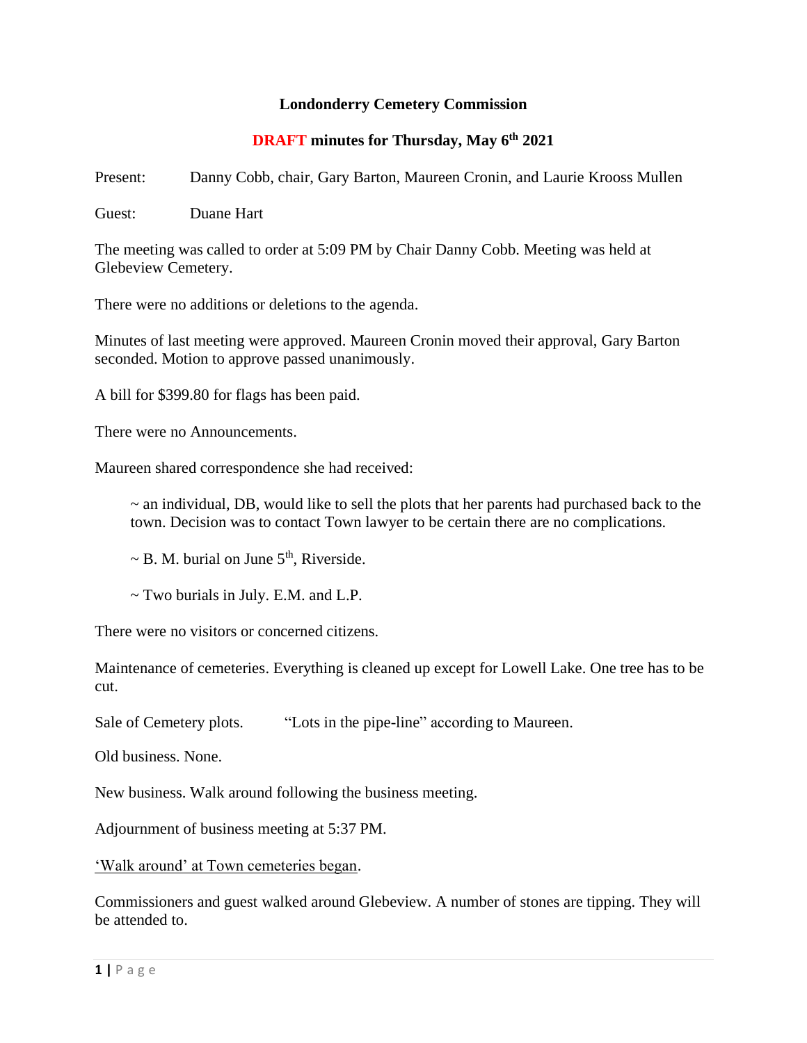**Londonderry Cemetery Commission**

**DRAFT minutes for Thursday, May 6th 2021**

Present: Danny Cobb, chair, Gary Barton, Maureen Cronin, and Laurie Krooss Mullen

Guest: Duane Hart

The meeting was called to order at 5:09 PM by Chair Danny Cobb. Meeting was held at Glebeview Cemetery.

There were no additions or deletions to the agenda.

Minutes of last meeting were approved. Maureen Cronin moved their approval, Gary Barton seconded. Motion to approve passed unanimously.

A bill for $399.80 for flags has been paid.

There were no Announcements.

Maureen shared correspondence she had received:

~ an individual, DB, would like to sell the plots that her parents had purchased back to the town. Decision was to contact Town lawyer to be certain there are no complications.

~ B. M. burial on June 5th, Riverside.

~ Two burials in July. E.M. and L.P.

There were no visitors or concerned citizens.

Maintenance of cemeteries. Everything is cleaned up except for Lowell Lake. One tree has to be cut.

Sale of Cemetery plots. "Lots in the pipe-line" according to Maureen.

Old business. None.

New business. Walk around following the business meeting.

Adjournment of business meeting at 5:37 PM.

'Walk around' at Town cemeteries began.

Commissioners and guest walked around Glebeview. A number of stones are tipping. They will be attended to.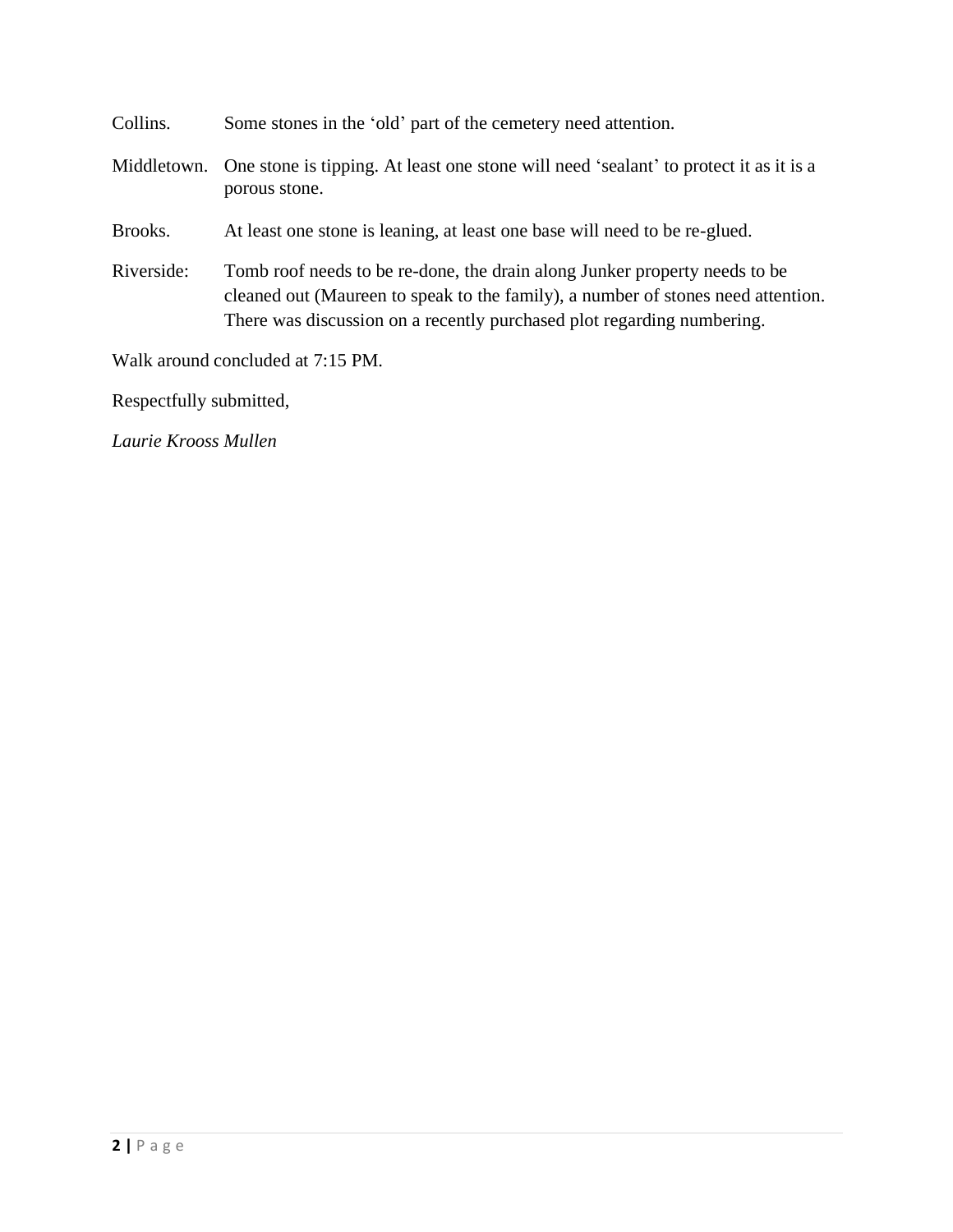Collins. Some stones in the 'old' part of the cemetery need attention.

Middletown. One stone is tipping. At least one stone will need 'sealant' to protect it as it is a porous stone.

Brooks. At least one stone is leaning, at least one base will need to be re-glued.

Riverside: Tomb roof needs to be re-done, the drain along Junker property needs to be cleaned out (Maureen to speak to the family), a number of stones need attention. There was discussion on a recently purchased plot regarding numbering.

Walk around concluded at 7:15 PM.

Respectfully submitted,

*Laurie Krooss Mullen*